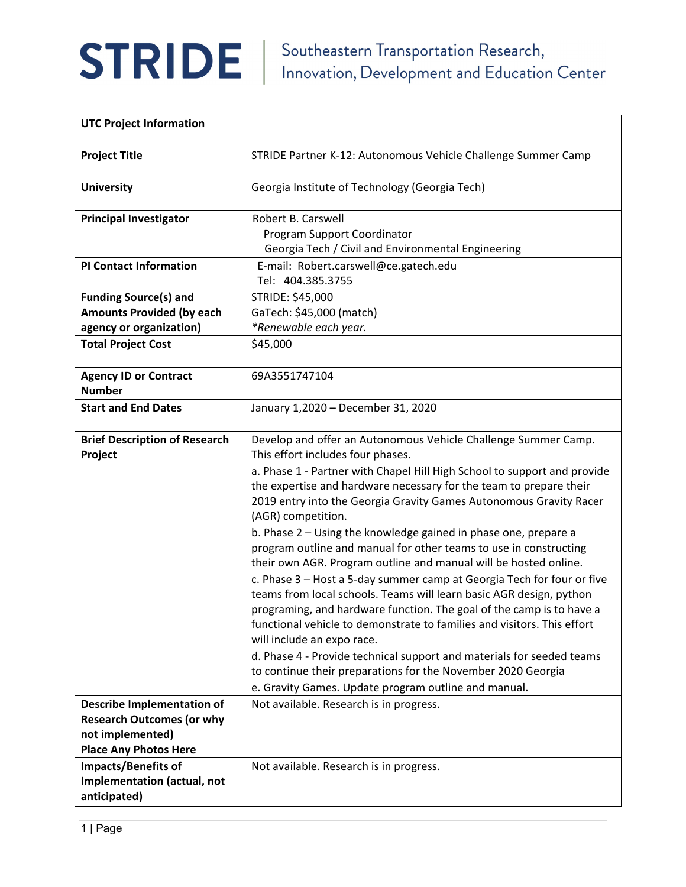# STRIDE | Southeastern Transportation Research, Innovation, Development and Education Center

| **UTC Project Information** | |
|---|---|
| **Project Title** | STRIDE Partner K-12: Autonomous Vehicle Challenge Summer Camp |
| **University** | Georgia Institute of Technology (Georgia Tech) |
| **Principal Investigator** | Robert B. Carswell<br>Program Support Coordinator<br>Georgia Tech / Civil and Environmental Engineering |
| **PI Contact Information** | E-mail: Robert.carswell@ce.gatech.edu<br>Tel: 404.385.3755 |
| **Funding Source(s) and Amounts Provided (by each agency or organization)** | STRIDE: $45,000<br>GaTech: $45,000 (match)<br>*\*Renewable each year.* |
| **Total Project Cost** | $45,000 |
| **Agency ID or Contract Number** | 69A3551747104 |
| **Start and End Dates** | January 1,2020 – December 31, 2020 |
| **Brief Description of Research Project** | Develop and offer an Autonomous Vehicle Challenge Summer Camp. This effort includes four phases.<br>a. Phase 1 - Partner with Chapel Hill High School to support and provide the expertise and hardware necessary for the team to prepare their 2019 entry into the Georgia Gravity Games Autonomous Gravity Racer (AGR) competition.<br>b. Phase 2 – Using the knowledge gained in phase one, prepare a program outline and manual for other teams to use in constructing their own AGR. Program outline and manual will be hosted online.<br>c. Phase 3 – Host a 5-day summer camp at Georgia Tech for four or five teams from local schools. Teams will learn basic AGR design, python programing, and hardware function. The goal of the camp is to have a functional vehicle to demonstrate to families and visitors. This effort will include an expo race.<br>d. Phase 4 - Provide technical support and materials for seeded teams to continue their preparations for the November 2020 Georgia<br>e. Gravity Games. Update program outline and manual. |
| **Describe Implementation of Research Outcomes (or why not implemented)**<br>**Place Any Photos Here** | Not available. Research is in progress. |
| **Impacts/Benefits of Implementation (actual, not anticipated)** | Not available. Research is in progress. |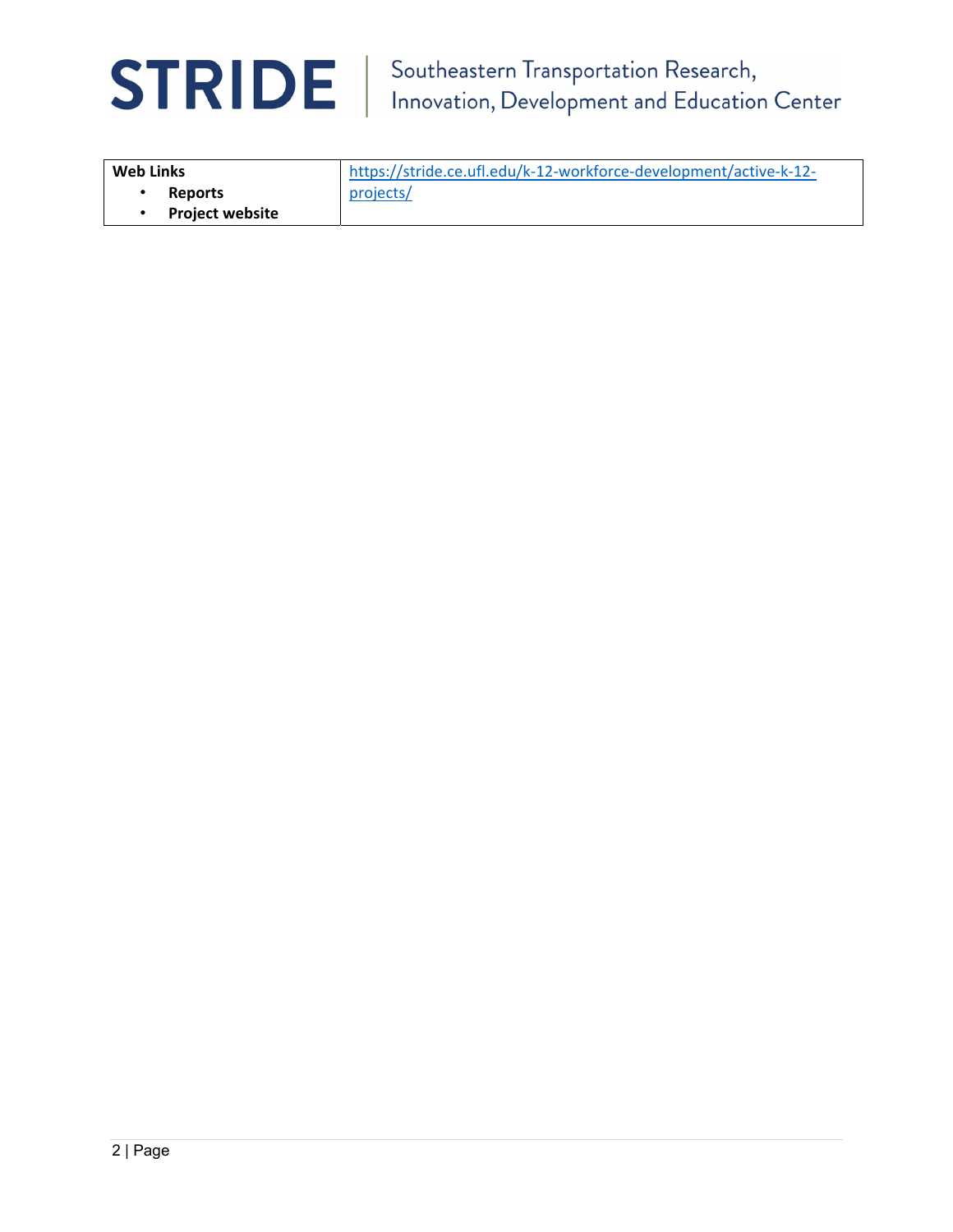| | |
|---|---|
| **Web Links**<br>• **Reports**<br>• **Project website** | https://stride.ce.ufl.edu/k-12-workforce-development/active-k-12-projects/ |